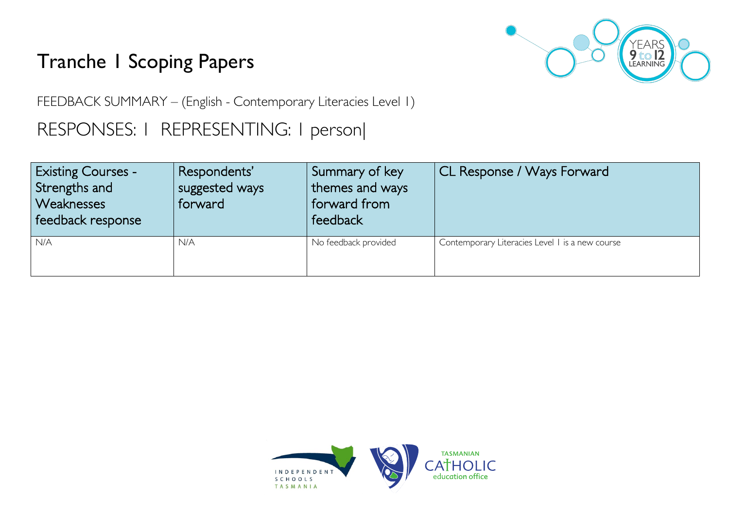# Tranche 1 Scoping Papers

FEEDBACK SUMMARY – (English - Contemporary Literacies Level 1)

RESPONSES: 1 REPRESENTING: 1 person|

| Existing Courses - Strengths and Weaknesses feedback response | Respondents' suggested ways forward | Summary of key themes and ways forward from feedback | CL Response / Ways Forward |
|---|---|---|---|
| N/A | N/A | No feedback provided | Contemporary Literacies Level 1 is a new course |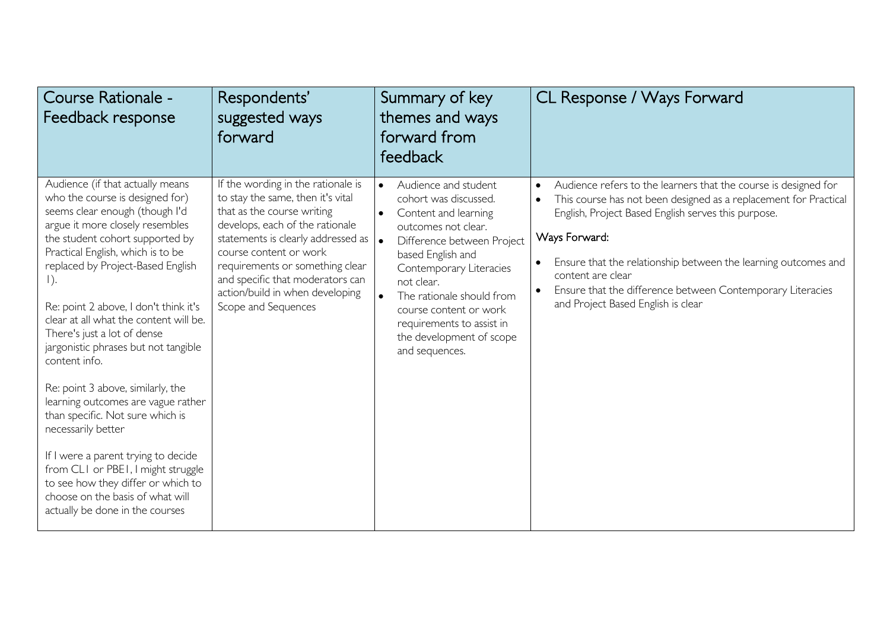| Course Rationale - Feedback response | Respondents' suggested ways forward | Summary of key themes and ways forward from feedback | CL Response / Ways Forward |
|---|---|---|---|
| Audience (if that actually means who the course is designed for) seems clear enough (though I'd argue it more closely resembles the student cohort supported by Practical English, which is to be replaced by Project-Based English 1).<br><br>Re: point 2 above, I don't think it's clear at all what the content will be. There's just a lot of dense jargonistic phrases but not tangible content info.<br><br>Re: point 3 above, similarly, the learning outcomes are vague rather than specific. Not sure which is necessarily better<br><br>If I were a parent trying to decide from CL1 or PBE1, I might struggle to see how they differ or which to choose on the basis of what will actually be done in the courses | If the wording in the rationale is to stay the same, then it's vital that as the course writing develops, each of the rationale statements is clearly addressed as course content or work requirements or something clear and specific that moderators can action/build in when developing Scope and Sequences | • Audience and student cohort was discussed.<br>• Content and learning outcomes not clear.<br>• Difference between Project based English and Contemporary Literacies not clear.<br>• The rationale should from course content or work requirements to assist in the development of scope and sequences. | • Audience refers to the learners that the course is designed for<br>• This course has not been designed as a replacement for Practical English, Project Based English serves this purpose.<br><br>Ways Forward:<br><br>• Ensure that the relationship between the learning outcomes and content are clear<br>• Ensure that the difference between Contemporary Literacies and Project Based English is clear |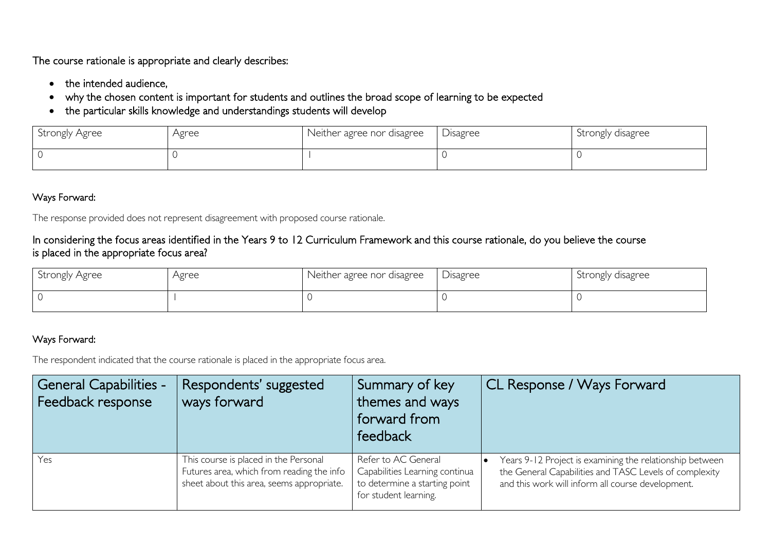The course rationale is appropriate and clearly describes:

- the intended audience,
- why the chosen content is important for students and outlines the broad scope of learning to be expected
- the particular skills knowledge and understandings students will develop

| Strongly Agree | Agree | Neither agree nor disagree | Disagree | Strongly disagree |
|---|---|---|---|---|
| 0 | 0 | 1 | 0 | 0 |

Ways Forward:

The response provided does not represent disagreement with proposed course rationale.

In considering the focus areas identified in the Years 9 to 12 Curriculum Framework and this course rationale, do you believe the course is placed in the appropriate focus area?

| Strongly Agree | Agree | Neither agree nor disagree | Disagree | Strongly disagree |
|---|---|---|---|---|
| 0 | 1 | 0 | 0 | 0 |

Ways Forward:

The respondent indicated that the course rationale is placed in the appropriate focus area.

| General Capabilities - Feedback response | Respondents' suggested ways forward | Summary of key themes and ways forward from feedback | CL Response / Ways Forward |
|---|---|---|---|
| Yes | This course is placed in the Personal Futures area, which from reading the info sheet about this area, seems appropriate. | Refer to AC General Capabilities Learning continua to determine a starting point for student learning. | • Years 9-12 Project is examining the relationship between the General Capabilities and TASC Levels of complexity and this work will inform all course development. |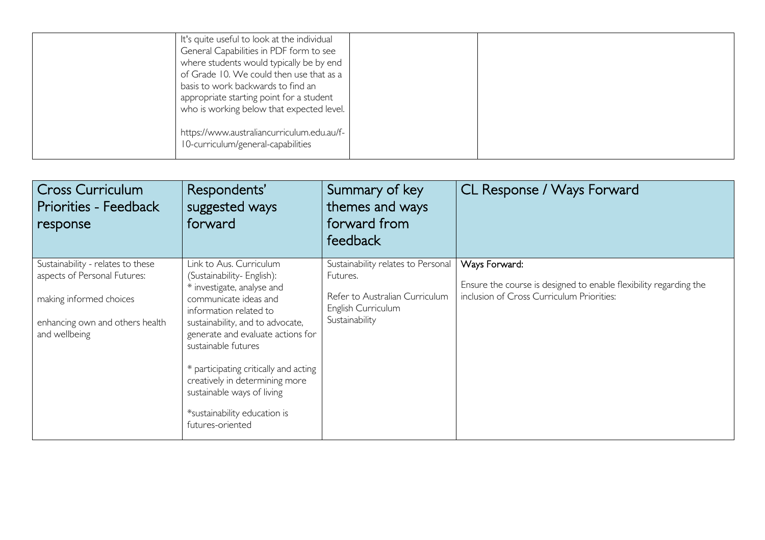|  | It's quite useful to look at the individual General Capabilities in PDF form to see where students would typically be by end of Grade 10. We could then use that as a basis to work backwards to find an appropriate starting point for a student who is working below that expected level.<br><br>https://www.australiancurriculum.edu.au/f-10-curriculum/general-capabilities |  |  |
|---|---|---|---|

| Cross Curriculum Priorities - Feedback response | Respondents' suggested ways forward | Summary of key themes and ways forward from feedback | CL Response / Ways Forward |
|---|---|---|---|
| Sustainability - relates to these aspects of Personal Futures:<br><br>making informed choices<br><br>enhancing own and others health and wellbeing | Link to Aus. Curriculum (Sustainability- English):<br>* investigate, analyse and communicate ideas and information related to sustainability, and to advocate, generate and evaluate actions for sustainable futures<br><br>* participating critically and acting creatively in determining more sustainable ways of living<br><br>*sustainability education is futures-oriented | Sustainability relates to Personal Futures.<br><br>Refer to Australian Curriculum English Curriculum Sustainability | Ways Forward:<br><br>Ensure the course is designed to enable flexibility regarding the inclusion of Cross Curriculum Priorities: |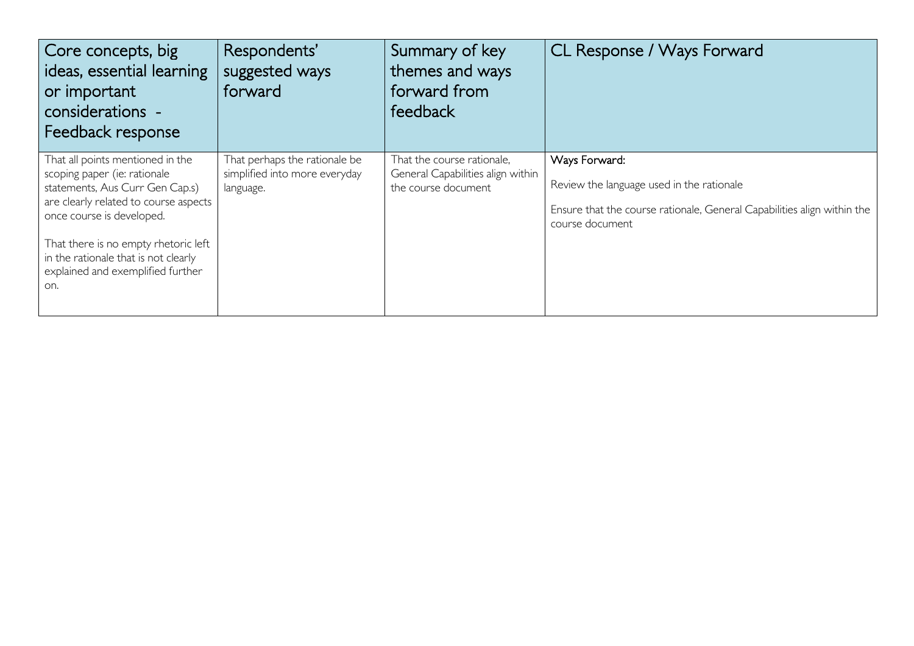| Core concepts, big ideas, essential learning or important considerations - Feedback response | Respondents' suggested ways forward | Summary of key themes and ways forward from feedback | CL Response / Ways Forward |
| --- | --- | --- | --- |
| That all points mentioned in the scoping paper (ie: rationale statements, Aus Curr Gen Cap.s) are clearly related to course aspects once course is developed.<br><br>That there is no empty rhetoric left in the rationale that is not clearly explained and exemplified further on. | That perhaps the rationale be simplified into more everyday language. | That the course rationale, General Capabilities align within the course document | Ways Forward:<br><br>Review the language used in the rationale<br><br>Ensure that the course rationale, General Capabilities align within the course document |